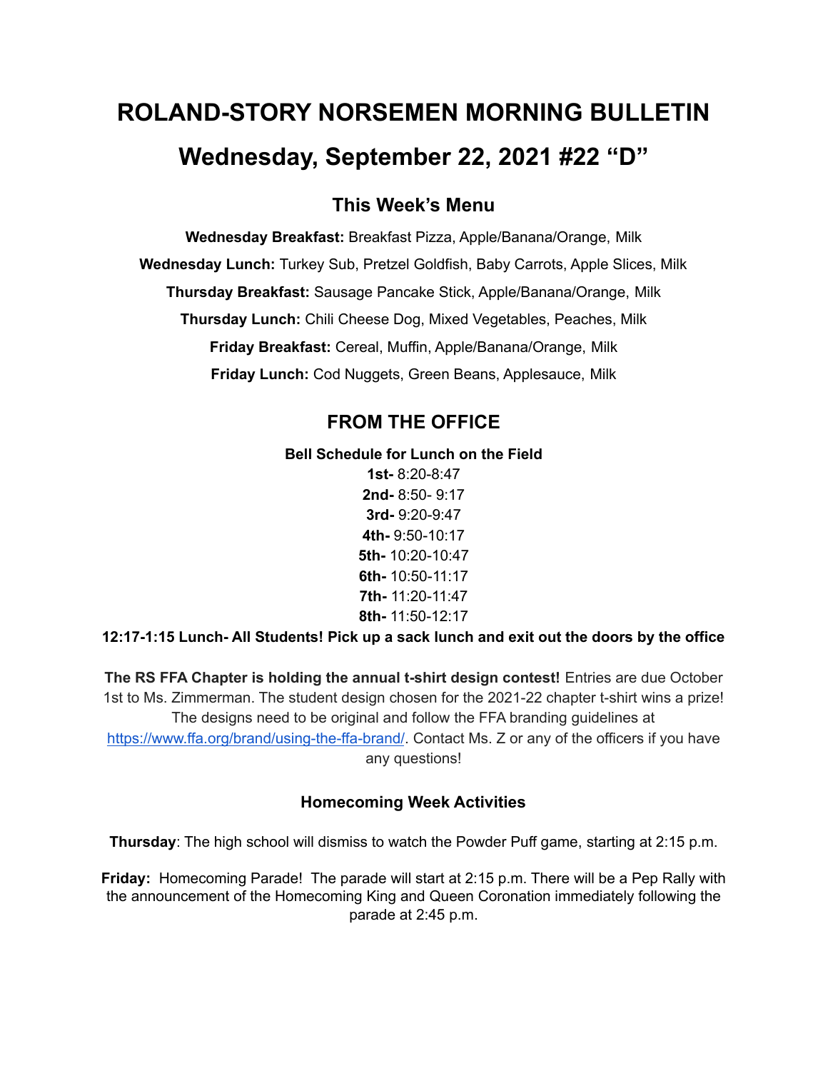# ROLAND-STORY NORSEMEN MORNING BULLETIN

# Wednesday, September 22, 2021 #22 "D"

## This Week's Menu

**Wednesday Breakfast:** Breakfast Pizza, Apple/Banana/Orange, Milk

**Wednesday Lunch:** Turkey Sub, Pretzel Goldfish, Baby Carrots, Apple Slices, Milk

**Thursday Breakfast:** Sausage Pancake Stick, Apple/Banana/Orange, Milk

**Thursday Lunch:** Chili Cheese Dog, Mixed Vegetables, Peaches, Milk

**Friday Breakfast:** Cereal, Muffin, Apple/Banana/Orange, Milk

**Friday Lunch:** Cod Nuggets, Green Beans, Applesauce, Milk

## FROM THE OFFICE

**Bell Schedule for Lunch on the Field**

**1st-** 8:20-8:47
**2nd-** 8:50- 9:17
**3rd-** 9:20-9:47
**4th-** 9:50-10:17
**5th-** 10:20-10:47
**6th-** 10:50-11:17
**7th-** 11:20-11:47
**8th-** 11:50-12:17

**12:17-1:15 Lunch- All Students! Pick up a sack lunch and exit out the doors by the office**

**The RS FFA Chapter is holding the annual t-shirt design contest!** Entries are due October 1st to Ms. Zimmerman. The student design chosen for the 2021-22 chapter t-shirt wins a prize! The designs need to be original and follow the FFA branding guidelines at https://www.ffa.org/brand/using-the-ffa-brand/. Contact Ms. Z or any of the officers if you have any questions!

### Homecoming Week Activities

**Thursday**: The high school will dismiss to watch the Powder Puff game, starting at 2:15 p.m.

**Friday:** Homecoming Parade! The parade will start at 2:15 p.m. There will be a Pep Rally with the announcement of the Homecoming King and Queen Coronation immediately following the parade at 2:45 p.m.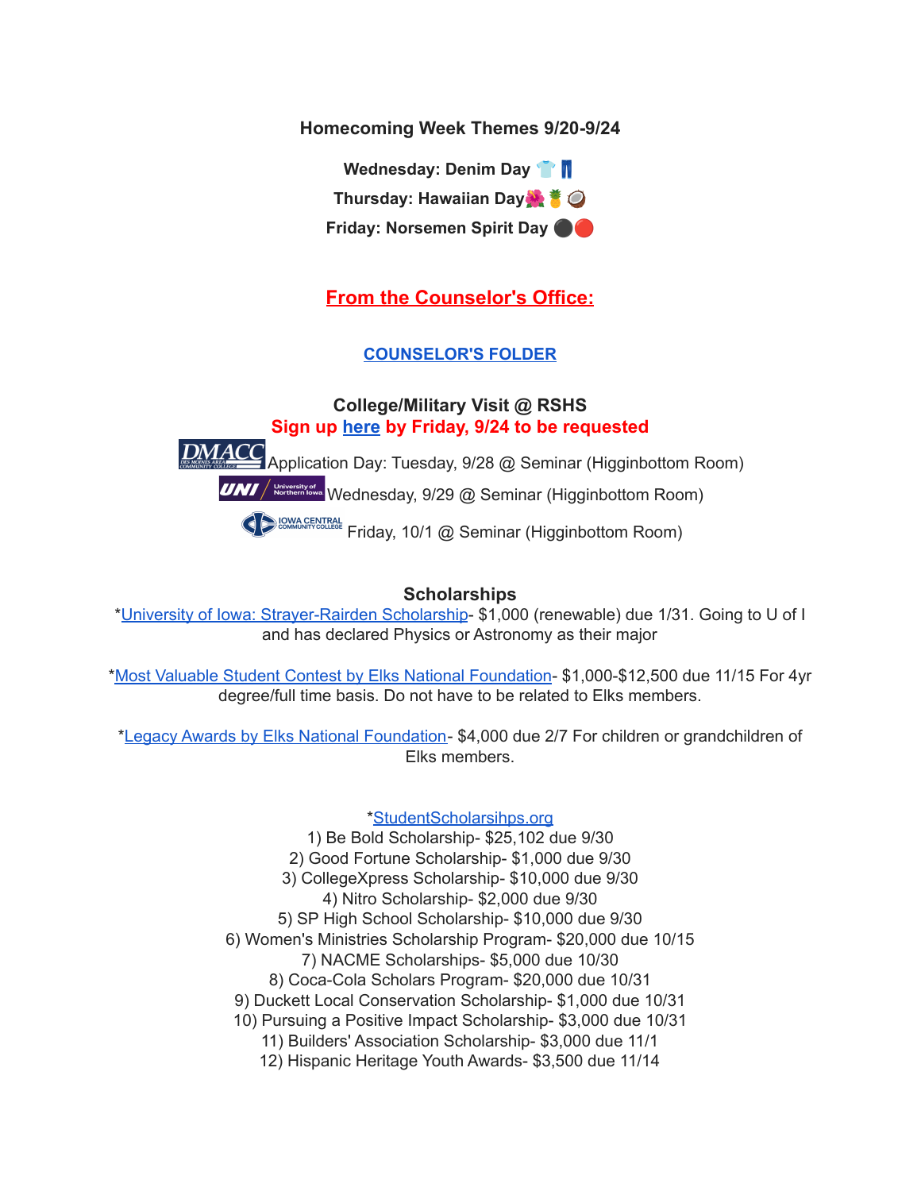**Homecoming Week Themes 9/20-9/24**

**Wednesday: Denim Day 👕👖**

**Thursday: Hawaiian Day🌺🍍🥥**

**Friday: Norsemen Spirit Day ⚫🔴**

## From the Counselor's Office:

**COUNSELOR'S FOLDER**

### College/Military Visit @ RSHS

**Sign up here by Friday, 9/24 to be requested**

DMACC Application Day: Tuesday, 9/28 @ Seminar (Higginbottom Room)

UNI Wednesday, 9/29 @ Seminar (Higginbottom Room)

Iowa Central Community College Friday, 10/1 @ Seminar (Higginbottom Room)

### Scholarships

*University of Iowa: Strayer-Rairden Scholarship- $1,000 (renewable) due 1/31. Going to U of I and has declared Physics or Astronomy as their major

*Most Valuable Student Contest by Elks National Foundation- $1,000-$12,500 due 11/15 For 4yr degree/full time basis. Do not have to be related to Elks members.

*Legacy Awards by Elks National Foundation- $4,000 due 2/7 For children or grandchildren of Elks members.

*StudentScholarsihps.org

1) Be Bold Scholarship- $25,102 due 9/30
2) Good Fortune Scholarship- $1,000 due 9/30
3) CollegeXpress Scholarship- $10,000 due 9/30
4) Nitro Scholarship- $2,000 due 9/30
5) SP High School Scholarship- $10,000 due 9/30
6) Women's Ministries Scholarship Program- $20,000 due 10/15
7) NACME Scholarships- $5,000 due 10/30
8) Coca-Cola Scholars Program- $20,000 due 10/31
9) Duckett Local Conservation Scholarship- $1,000 due 10/31
10) Pursuing a Positive Impact Scholarship- $3,000 due 10/31
11) Builders' Association Scholarship- $3,000 due 11/1
12) Hispanic Heritage Youth Awards- $3,500 due 11/14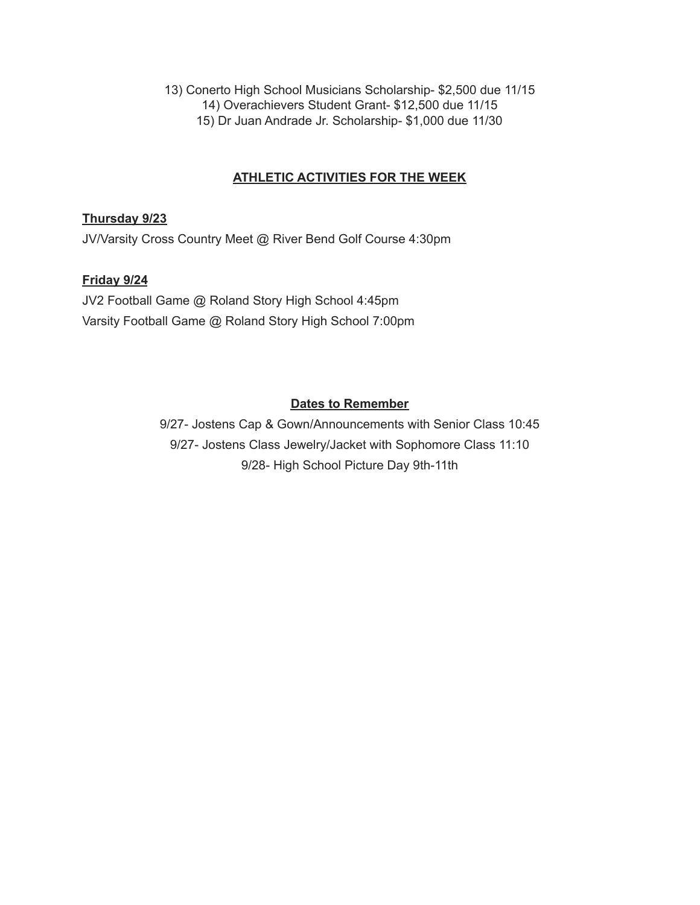13) Conerto High School Musicians Scholarship- $2,500 due 11/15
14) Overachievers Student Grant- $12,500 due 11/15
15) Dr Juan Andrade Jr. Scholarship- $1,000 due 11/30

## ATHLETIC ACTIVITIES FOR THE WEEK

**Thursday 9/23**

JV/Varsity Cross Country Meet @ River Bend Golf Course 4:30pm

**Friday 9/24**

JV2 Football Game @ Roland Story High School 4:45pm
Varsity Football Game @ Roland Story High School 7:00pm

## Dates to Remember

9/27- Jostens Cap & Gown/Announcements with Senior Class 10:45
9/27- Jostens Class Jewelry/Jacket with Sophomore Class 11:10
9/28- High School Picture Day 9th-11th